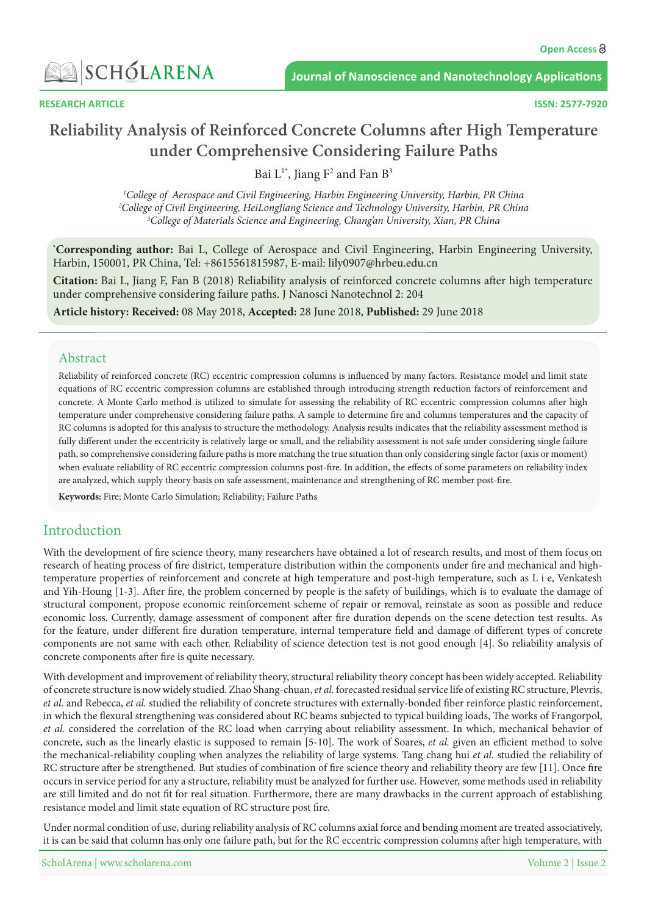Open Access

SCHOLARENA

Journal of Nanoscience and Nanotechnology Applications

RESEARCH ARTICLE

ISSN: 2577-7920

# Reliability Analysis of Reinforced Concrete Columns after High Temperature under Comprehensive Considering Failure Paths

Bai L[1*], Jiang F[2] and Fan B[3]

[1]*College of Aerospace and Civil Engineering, Harbin Engineering University, Harbin, PR China*
[2]*College of Civil Engineering, HeiLongJiang Science and Technology University, Harbin, PR China*
[3]*College of Materials Science and Engineering, Chang'an University, Xian, PR China*

[*]**Corresponding author:** Bai L, College of Aerospace and Civil Engineering, Harbin Engineering University, Harbin, 150001, PR China, Tel: +8615561815987, E-mail: lily0907@hrbeu.edu.cn

**Citation:** Bai L, Jiang F, Fan B (2018) Reliability analysis of reinforced concrete columns after high temperature under comprehensive considering failure paths. J Nanosci Nanotechnol 2: 204

**Article history: Received:** 08 May 2018, **Accepted:** 28 June 2018, **Published:** 29 June 2018

## Abstract

Reliability of reinforced concrete (RC) eccentric compression columns is influenced by many factors. Resistance model and limit state equations of RC eccentric compression columns are established through introducing strength reduction factors of reinforcement and concrete. A Monte Carlo method is utilized to simulate for assessing the reliability of RC eccentric compression columns after high temperature under comprehensive considering failure paths. A sample to determine fire and columns temperatures and the capacity of RC columns is adopted for this analysis to structure the methodology. Analysis results indicates that the reliability assessment method is fully different under the eccentricity is relatively large or small, and the reliability assessment is not safe under considering single failure path, so comprehensive considering failure paths is more matching the true situation than only considering single factor (axis or moment) when evaluate reliability of RC eccentric compression columns post-fire. In addition, the effects of some parameters on reliability index are analyzed, which supply theory basis on safe assessment, maintenance and strengthening of RC member post-fire.

**Keywords:** Fire; Monte Carlo Simulation; Reliability; Failure Paths

## Introduction

With the development of fire science theory, many researchers have obtained a lot of research results, and most of them focus on research of heating process of fire district, temperature distribution within the components under fire and mechanical and high-temperature properties of reinforcement and concrete at high temperature and post-high temperature, such as L i e, Venkatesh and Yih-Houng [1-3]. After fire, the problem concerned by people is the safety of buildings, which is to evaluate the damage of structural component, propose economic reinforcement scheme of repair or removal, reinstate as soon as possible and reduce economic loss. Currently, damage assessment of component after fire duration depends on the scene detection test results. As for the feature, under different fire duration temperature, internal temperature field and damage of different types of concrete components are not same with each other. Reliability of science detection test is not good enough [4]. So reliability analysis of concrete components after fire is quite necessary.

With development and improvement of reliability theory, structural reliability theory concept has been widely accepted. Reliability of concrete structure is now widely studied. Zhao Shang-chuan, *et al.* forecasted residual service life of existing RC structure, Plevris, *et al.* and Rebecca, *et al.* studied the reliability of concrete structures with externally-bonded fiber reinforce plastic reinforcement, in which the flexural strengthening was considered about RC beams subjected to typical building loads, The works of Frangorpol, *et al.* considered the correlation of the RC load when carrying about reliability assessment. In which, mechanical behavior of concrete, such as the linearly elastic is supposed to remain [5-10]. The work of Soares, *et al.* given an efficient method to solve the mechanical-reliability coupling when analyzes the reliability of large systems. Tang chang hui *et al.* studied the reliability of RC structure after be strengthened. But studies of combination of fire science theory and reliability theory are few [11]. Once fire occurs in service period for any a structure, reliability must be analyzed for further use. However, some methods used in reliability are still limited and do not fit for real situation. Furthermore, there are many drawbacks in the current approach of establishing resistance model and limit state equation of RC structure post fire.

Under normal condition of use, during reliability analysis of RC columns axial force and bending moment are treated associatively, it is can be said that column has only one failure path, but for the RC eccentric compression columns after high temperature, with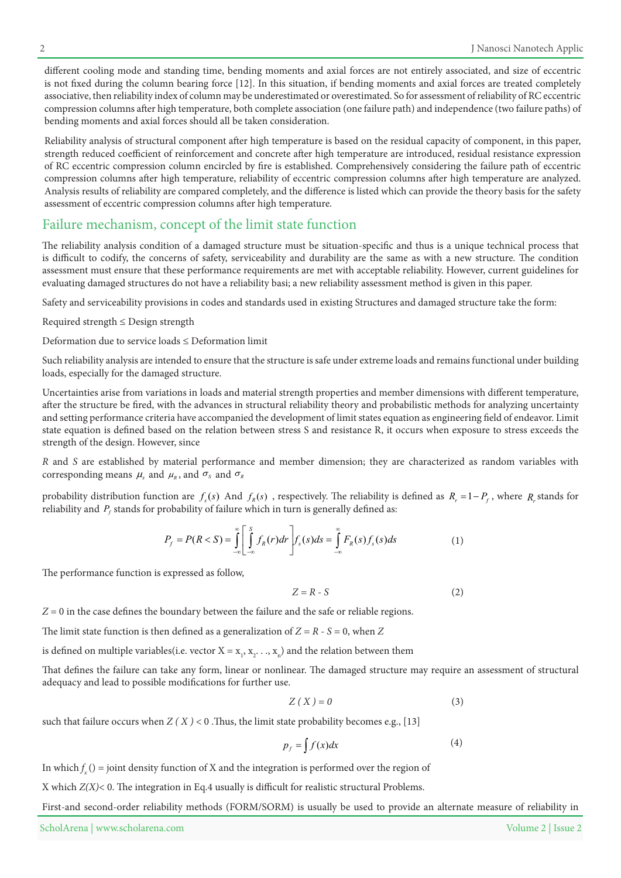different cooling mode and standing time, bending moments and axial forces are not entirely associated, and size of eccentric is not fixed during the column bearing force [12]. In this situation, if bending moments and axial forces are treated completely associative, then reliability index of column may be underestimated or overestimated. So for assessment of reliability of RC eccentric compression columns after high temperature, both complete association (one failure path) and independence (two failure paths) of bending moments and axial forces should all be taken consideration.

Reliability analysis of structural component after high temperature is based on the residual capacity of component, in this paper, strength reduced coefficient of reinforcement and concrete after high temperature are introduced, residual resistance expression of RC eccentric compression column encircled by fire is established. Comprehensively considering the failure path of eccentric compression columns after high temperature, reliability of eccentric compression columns after high temperature are analyzed. Analysis results of reliability are compared completely, and the difference is listed which can provide the theory basis for the safety assessment of eccentric compression columns after high temperature.

## Failure mechanism, concept of the limit state function

The reliability analysis condition of a damaged structure must be situation-specific and thus is a unique technical process that is difficult to codify, the concerns of safety, serviceability and durability are the same as with a new structure. The condition assessment must ensure that these performance requirements are met with acceptable reliability. However, current guidelines for evaluating damaged structures do not have a reliability basi; a new reliability assessment method is given in this paper.

Safety and serviceability provisions in codes and standards used in existing Structures and damaged structure take the form:

Required strength ≤ Design strength

Deformation due to service loads ≤ Deformation limit

Such reliability analysis are intended to ensure that the structure is safe under extreme loads and remains functional under building loads, especially for the damaged structure.

Uncertainties arise from variations in loads and material strength properties and member dimensions with different temperature, after the structure be fired, with the advances in structural reliability theory and probabilistic methods for analyzing uncertainty and setting performance criteria have accompanied the development of limit states equation as engineering field of endeavor. Limit state equation is defined based on the relation between stress S and resistance R, it occurs when exposure to stress exceeds the strength of the design. However, since

*R* and *S* are established by material performance and member dimension; they are characterized as random variables with corresponding means $\mu_s$ and $\mu_R$, and $\sigma_S$ and $\sigma_R$

probability distribution function are $f_s(s)$ And $f_R(s)$ , respectively. The reliability is defined as $R_r = 1 - P_f$, where $R_r$ stands for reliability and $P_f$ stands for probability of failure which in turn is generally defined as:

$$P_f = P(R < S) = \int_{-\infty}^{\infty}\left[\int_{-\infty}^{S} f_R(r)dr\right] f_s(s)ds = \int_{-\infty}^{\infty} F_R(s) f_s(s)ds \tag{1}$$

The performance function is expressed as follow,

$$Z = R - S \tag{2}$$

$Z = 0$ in the case defines the boundary between the failure and the safe or reliable regions.

The limit state function is then defined as a generalization of $Z = R - S = 0$, when $Z$

is defined on multiple variables(i.e. vector $X = x_1, x_2, \ldots, x_n$) and the relation between them

That defines the failure can take any form, linear or nonlinear. The damaged structure may require an assessment of structural adequacy and lead to possible modifications for further use.

$$Z(X) = 0 \tag{3}$$

such that failure occurs when $Z(X) < 0$ .Thus, the limit state probability becomes e.g., [13]

$$p_f = \int f(x)dx \tag{4}$$

In which $f_x()$ = joint density function of X and the integration is performed over the region of

X which $Z(X) < 0$. The integration in Eq.4 usually is difficult for realistic structural Problems.

First-and second-order reliability methods (FORM/SORM) is usually be used to provide an alternate measure of reliability in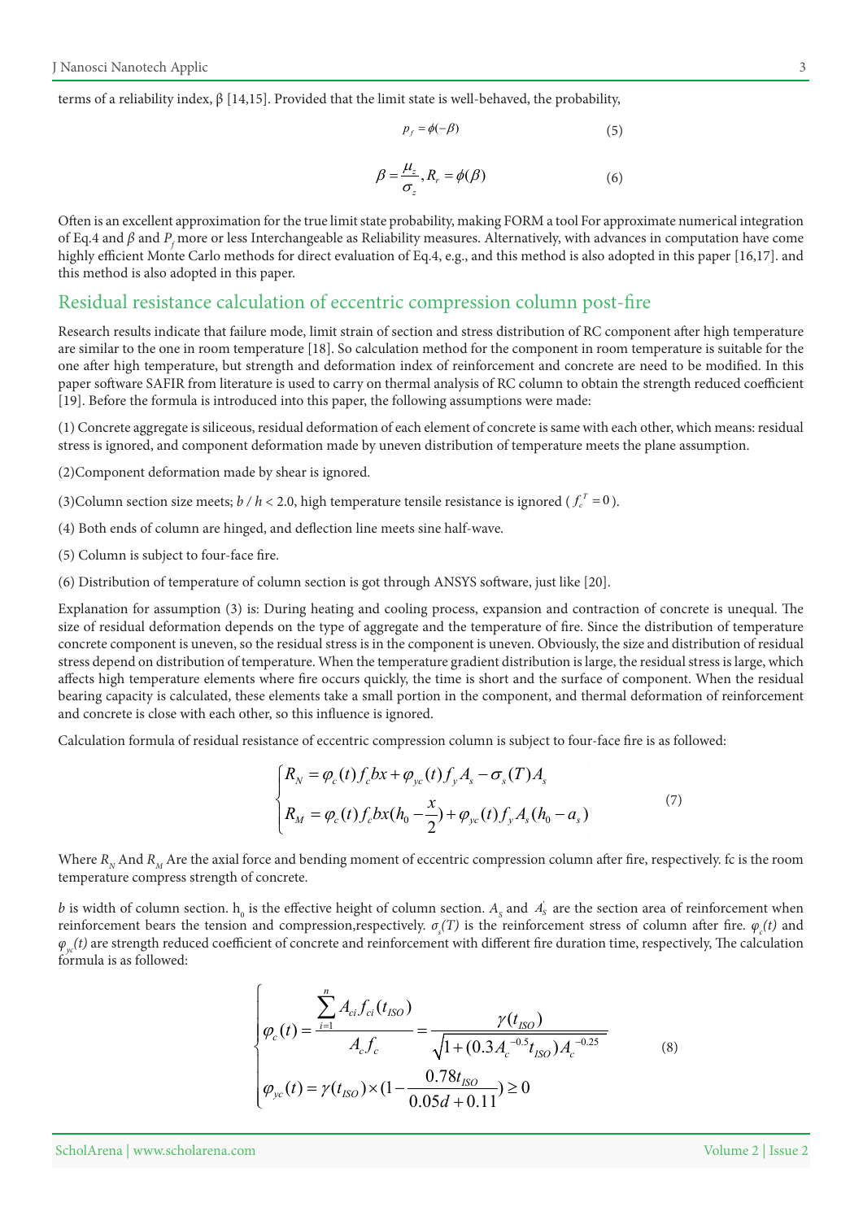terms of a reliability index, β [14,15]. Provided that the limit state is well-behaved, the probability,

$$p_f = \phi(-\beta) \tag{5}$$

$$\beta = \frac{\mu_z}{\sigma_z}, R_r = \phi(\beta) \tag{6}$$

Often is an excellent approximation for the true limit state probability, making FORM a tool For approximate numerical integration of Eq.4 and $\beta$ and $P_f$ more or less Interchangeable as Reliability measures. Alternatively, with advances in computation have come highly efficient Monte Carlo methods for direct evaluation of Eq.4, e.g., and this method is also adopted in this paper [16,17]. and this method is also adopted in this paper.

## Residual resistance calculation of eccentric compression column post-fire

Research results indicate that failure mode, limit strain of section and stress distribution of RC component after high temperature are similar to the one in room temperature [18]. So calculation method for the component in room temperature is suitable for the one after high temperature, but strength and deformation index of reinforcement and concrete are need to be modified. In this paper software SAFIR from literature is used to carry on thermal analysis of RC column to obtain the strength reduced coefficient [19]. Before the formula is introduced into this paper, the following assumptions were made:

(1) Concrete aggregate is siliceous, residual deformation of each element of concrete is same with each other, which means: residual stress is ignored, and component deformation made by uneven distribution of temperature meets the plane assumption.

(2)Component deformation made by shear is ignored.

(3)Column section size meets; $b / h < 2.0$, high temperature tensile resistance is ignored ( $f_c^T = 0$ ).

(4) Both ends of column are hinged, and deflection line meets sine half-wave.

(5) Column is subject to four-face fire.

(6) Distribution of temperature of column section is got through ANSYS software, just like [20].

Explanation for assumption (3) is: During heating and cooling process, expansion and contraction of concrete is unequal. The size of residual deformation depends on the type of aggregate and the temperature of fire. Since the distribution of temperature concrete component is uneven, so the residual stress is in the component is uneven. Obviously, the size and distribution of residual stress depend on distribution of temperature. When the temperature gradient distribution is large, the residual stress is large, which affects high temperature elements where fire occurs quickly, the time is short and the surface of component. When the residual bearing capacity is calculated, these elements take a small portion in the component, and thermal deformation of reinforcement and concrete is close with each other, so this influence is ignored.

Calculation formula of residual resistance of eccentric compression column is subject to four-face fire is as followed:

$$\begin{cases} R_N = \varphi_c(t) f_c bx + \varphi_{yc}(t) f_y A_s - \sigma_s(T) A_s \\ R_M = \varphi_c(t) f_c bx(h_0 - \dfrac{x}{2}) + \varphi_{yc}(t) f_y A_s (h_0 - a_s) \end{cases} \tag{7}$$

Where $R_N$ And $R_M$ Are the axial force and bending moment of eccentric compression column after fire, respectively. fc is the room temperature compress strength of concrete.

$b$ is width of column section. $h_0$ is the effective height of column section. $A_s$ and $A_s^{'}$ are the section area of reinforcement when reinforcement bears the tension and compression,respectively. $\sigma_s(T)$ is the reinforcement stress of column after fire. $\varphi_c(t)$ and $\varphi_{yc}(t)$ are strength reduced coefficient of concrete and reinforcement with different fire duration time, respectively, The calculation formula is as followed:

$$\begin{cases} \varphi_c(t) = \dfrac{\sum_{i=1}^{n} A_{ci} f_{ci}(t_{ISO})}{A_c f_c} = \dfrac{\gamma(t_{ISO})}{\sqrt{1 + (0.3 A_c^{-0.5} t_{ISO}) A_c^{-0.25}}} \\ \varphi_{yc}(t) = \gamma(t_{ISO}) \times (1 - \dfrac{0.78 t_{ISO}}{0.05d + 0.11}) \geq 0 \end{cases} \tag{8}$$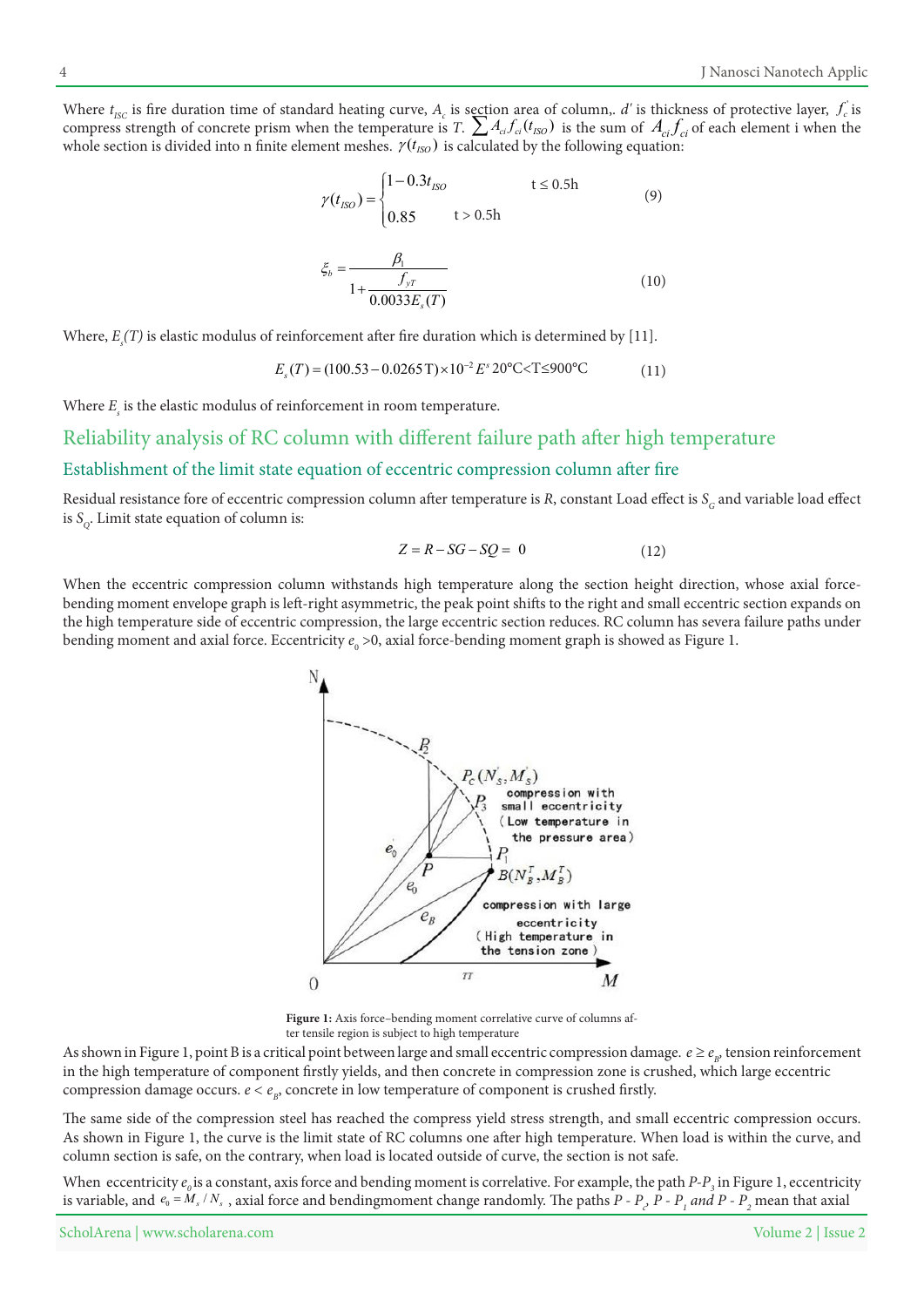Where $t_{ISC}$ is fire duration time of standard heating curve, $A_c$ is section area of column,. $d'$ is thickness of protective layer, $f_c^{'}$ is compress strength of concrete prism when the temperature is $T$. $\sum A_{ci} f_{ci}(t_{ISO})$ is the sum of $A_{ci} f_{ci}$ of each element i when the whole section is divided into n finite element meshes. $\gamma(t_{ISO})$ is calculated by the following equation:

$$\gamma(t_{ISO}) = \begin{cases} 1 - 0.3t_{ISO} & \text{t} \le 0.5\text{h} \\ 0.85 & \text{t} > 0.5\text{h} \end{cases} \quad (9)$$

$$\xi_b = \frac{\beta_1}{1 + \dfrac{f_{yT}}{0.0033E_s(T)}} \quad (10)$$

Where, $E_s(T)$ is elastic modulus of reinforcement after fire duration which is determined by [11].

$$E_s(T) = (100.53 - 0.0265\text{T}) \times 10^{-2} E^s \; 20°\text{C}<\text{T}\le 900°\text{C} \quad (11)$$

Where $E_s$ is the elastic modulus of reinforcement in room temperature.

## Reliability analysis of RC column with different failure path after high temperature

### Establishment of the limit state equation of eccentric compression column after fire

Residual resistance fore of eccentric compression column after temperature is $R$, constant Load effect is $S_G$ and variable load effect is $S_Q$. Limit state equation of column is:

$$Z = R - SG - SQ = 0 \quad (12)$$

When the eccentric compression column withstands high temperature along the section height direction, whose axial force-bending moment envelope graph is left-right asymmetric, the peak point shifts to the right and small eccentric section expands on the high temperature side of eccentric compression, the large eccentric section reduces. RC column has severa failure paths under bending moment and axial force. Eccentricity $e_0$ >0, axial force-bending moment graph is showed as Figure 1.

**Figure 1:** Axis force–bending moment correlative curve of columns after tensile region is subject to high temperature

As shown in Figure 1, point B is a critical point between large and small eccentric compression damage. $e \ge e_B$, tension reinforcement in the high temperature of component firstly yields, and then concrete in compression zone is crushed, which large eccentric compression damage occurs. $e < e_B$, concrete in low temperature of component is crushed firstly.

The same side of the compression steel has reached the compress yield stress strength, and small eccentric compression occurs. As shown in Figure 1, the curve is the limit state of RC columns one after high temperature. When load is within the curve, and column section is safe, on the contrary, when load is located outside of curve, the section is not safe.

When eccentricity $e_0$ is a constant, axis force and bending moment is correlative. For example, the path $P$-$P_3$ in Figure 1, eccentricity is variable, and $e_0 = M_s / N_s$ , axial force and bendingmoment change randomly. The paths $P$ - $P_c$, $P$ - $P_1$ *and* $P$ - $P_2$ mean that axial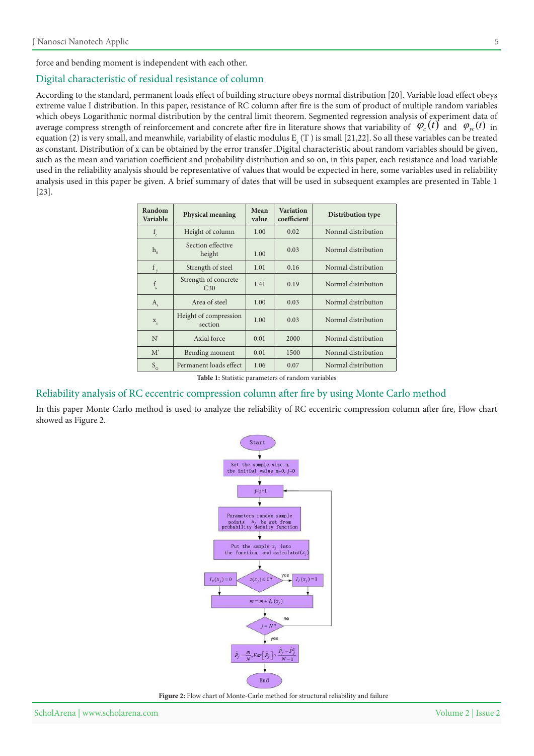force and bending moment is independent with each other.

## Digital characteristic of residual resistance of column

According to the standard, permanent loads effect of building structure obeys normal distribution [20]. Variable load effect obeys extreme value I distribution. In this paper, resistance of RC column after fire is the sum of product of multiple random variables which obeys Logarithmic normal distribution by the central limit theorem. Segmented regression analysis of experiment data of average compress strength of reinforcement and concrete after fire in literature shows that variability of $\varphi_c(t)$ and $\varphi_{yc}(t)$ in equation (2) is very small, and meanwhile, variability of elastic modulus $E_s(T)$ is small [21,22]. So all these variables can be treated as constant. Distribution of x can be obtained by the error transfer .Digital characteristic about random variables should be given, such as the mean and variation coefficient and probability distribution and so on, in this paper, each resistance and load variable used in the reliability analysis should be representative of values that would be expected in here, some variables used in reliability analysis used in this paper be given. A brief summary of dates that will be used in subsequent examples are presented in Table 1 [23].

| Random Variable | Physical meaning | Mean value | Variation coefficient | Distribution type |
|---|---|---|---|---|
| $f_c$ | Height of column | 1.00 | 0.02 | Normal distribution |
| $h_0$ | Section effective height | 1.00 | 0.03 | Normal distribution |
| $f_y$ | Strength of steel | 1.01 | 0.16 | Normal distribution |
| $f_c$ | Strength of concrete C30 | 1.41 | 0.19 | Normal distribution |
| $A_s$ | Area of steel | 1.00 | 0.03 | Normal distribution |
| $x_s$ | Height of compression section | 1.00 | 0.03 | Normal distribution |
| N' | Axial force | 0.01 | 2000 | Normal distribution |
| M' | Bending moment | 0.01 | 1500 | Normal distribution |
| $S_G$ | Permanent loads effect | 1.06 | 0.07 | Normal distribution |

**Table 1:** Statistic parameters of random variables

## Reliability analysis of RC eccentric compression column after fire by using Monte Carlo method

In this paper Monte Carlo method is used to analyze the reliability of RC eccentric compression column after fire, Flow chart showed as Figure 2.

**Figure 2:** Flow chart of Monte-Carlo method for structural reliability and failure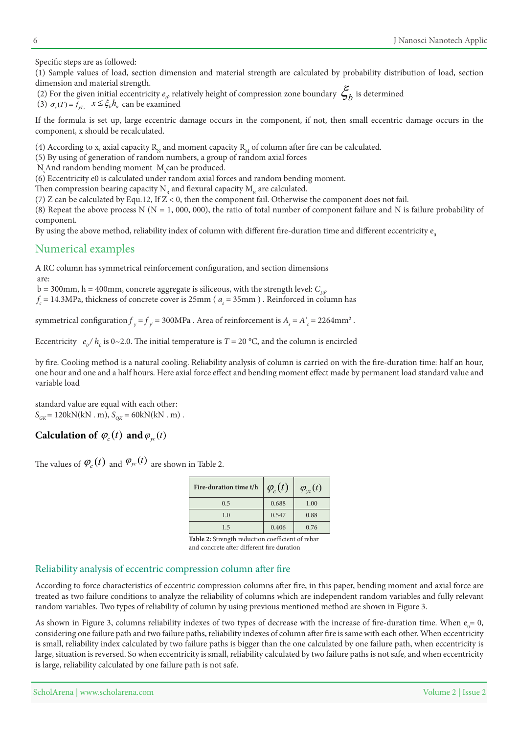Specific steps are as followed:

(1) Sample values of load, section dimension and material strength are calculated by probability distribution of load, section dimension and material strength.

(2) For the given initial eccentricity $e_0$, relatively height of compression zone boundary $\xi_b$ is determined

(3) $\sigma_s(T) = f_{yT,}$ $x \le \xi_b h_o$ can be examined

If the formula is set up, large eccentric damage occurs in the component, if not, then small eccentric damage occurs in the component, x should be recalculated.

(4) According to x, axial capacity $R_N$ and moment capacity $R_M$ of column after fire can be calculated.

(5) By using of generation of random numbers, a group of random axial forces

$N_s$ And random bending moment $M_s$ can be produced.

(6) Eccentricity e0 is calculated under random axial forces and random bending moment.

Then compression bearing capacity $N_R$ and flexural capacity $M_R$ are calculated.

(7) Z can be calculated by Equ.12, If Z < 0, then the component fail. Otherwise the component does not fail.

(8) Repeat the above process N (N = 1, 000, 000), the ratio of total number of component failure and N is failure probability of component.

By using the above method, reliability index of column with different fire-duration time and different eccentricity $e_0$

## Numerical examples

A RC column has symmetrical reinforcement configuration, and section dimensions are:

b = 300mm, h = 400mm, concrete aggregate is siliceous, with the strength level: $C_{30}$,

$f_c$ = 14.3MPa, thickness of concrete cover is 25mm ( $a_s$ = 35mm ) . Reinforced in column has

symmetrical configuration $f_y = f_{y'}$ = 300MPa . Area of reinforcement is $A_s = A'_s = 2264\text{mm}^2$ .

Eccentricity $e_0/h_0$ is 0~2.0. The initial temperature is $T$ = 20 °C, and the column is encircled

by fire. Cooling method is a natural cooling. Reliability analysis of column is carried on with the fire-duration time: half an hour, one hour and one and a half hours. Here axial force effect and bending moment effect made by permanent load standard value and variable load

standard value are equal with each other:

$S_{GK}$ = 120kN(kN . m), $S_{QK}$ = 60kN(kN . m) .

### Calculation of $\varphi_c(t)$ and $\varphi_{yc}(t)$

The values of $\varphi_c(t)$ and $\varphi_{yc}(t)$ are shown in Table 2.

| Fire-duration time t/h | $\varphi_c(t)$ | $\varphi_{yc}(t)$ |
|---|---|---|
| 0.5 | 0.688 | 1.00 |
| 1.0 | 0.547 | 0.88 |
| 1.5 | 0.406 | 0.76 |

**Table 2:** Strength reduction coefficient of rebar and concrete after different fire duration

## Reliability analysis of eccentric compression column after fire

According to force characteristics of eccentric compression columns after fire, in this paper, bending moment and axial force are treated as two failure conditions to analyze the reliability of columns which are independent random variables and fully relevant random variables. Two types of reliability of column by using previous mentioned method are shown in Figure 3.

As shown in Figure 3, columns reliability indexes of two types of decrease with the increase of fire-duration time. When $e_0$ = 0, considering one failure path and two failure paths, reliability indexes of column after fire is same with each other. When eccentricity is small, reliability index calculated by two failure paths is bigger than the one calculated by one failure path, when eccentricity is large, situation is reversed. So when eccentricity is small, reliability calculated by two failure paths is not safe, and when eccentricity is large, reliability calculated by one failure path is not safe.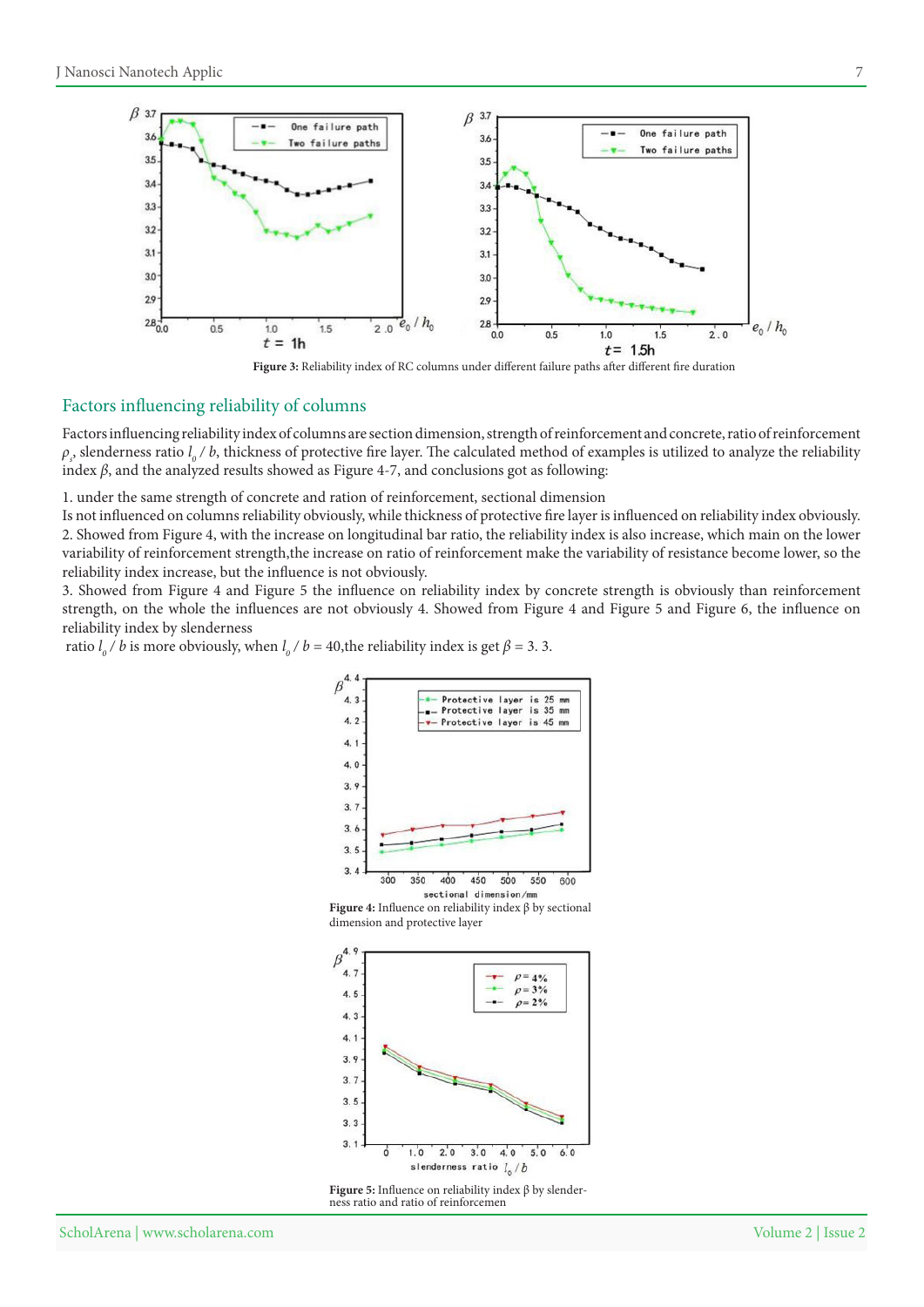Figure 3: Reliability index of RC columns under different failure paths after different fire duration

## Factors influencing reliability of columns

Factors influencing reliability index of columns are section dimension, strength of reinforcement and concrete, ratio of reinforcement $\rho_s$, slenderness ratio $l_0 / b$, thickness of protective fire layer. The calculated method of examples is utilized to analyze the reliability index $\beta$, and the analyzed results showed as Figure 4-7, and conclusions got as following:

1. under the same strength of concrete and ratio of reinforcement, sectional dimension

Is not influenced on columns reliability obviously, while thickness of protective fire layer is influenced on reliability index obviously.

2. Showed from Figure 4, with the increase on longitudinal bar ratio, the reliability index is also increase, which main on the lower variability of reinforcement strength,the increase on ratio of reinforcement make the variability of resistance become lower, so the reliability index increase, but the influence is not obviously.

3. Showed from Figure 4 and Figure 5 the influence on reliability index by concrete strength is obviously than reinforcement strength, on the whole the influences are not obviously 4. Showed from Figure 4 and Figure 5 and Figure 6, the influence on reliability index by slenderness

ratio $l_0 / b$ is more obviously, when $l_0 / b = 40$,the reliability index is get $\beta = 3.3$.

Figure 4: Influence on reliability index β by sectional dimension and protective layer

Figure 5: Influence on reliability index β by slenderness ratio and ratio of reinforcemen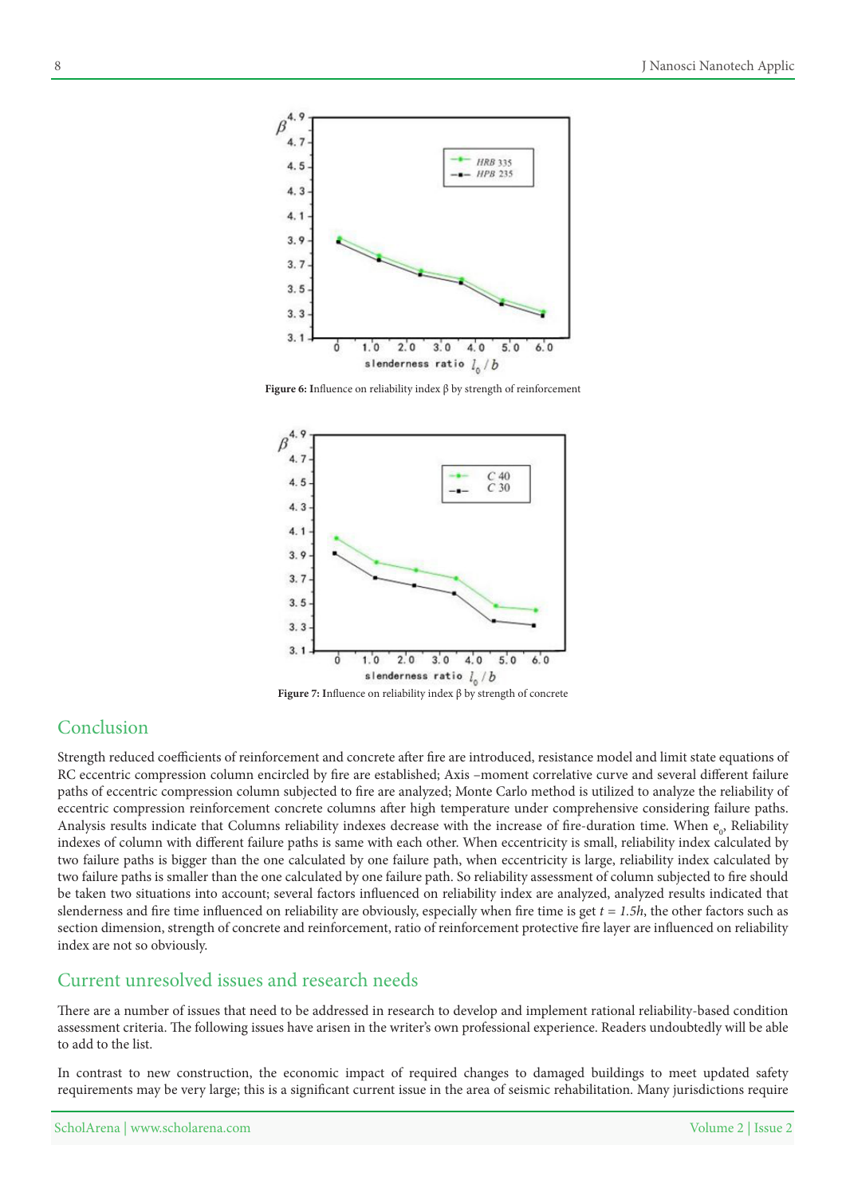**Figure 6:** Influence on reliability index β by strength of reinforcement

**Figure 7:** Influence on reliability index β by strength of concrete

## Conclusion

Strength reduced coefficients of reinforcement and concrete after fire are introduced, resistance model and limit state equations of RC eccentric compression column encircled by fire are established; Axis –moment correlative curve and several different failure paths of eccentric compression column subjected to fire are analyzed; Monte Carlo method is utilized to analyze the reliability of eccentric compression reinforcement concrete columns after high temperature under comprehensive considering failure paths. Analysis results indicate that Columns reliability indexes decrease with the increase of fire-duration time. When $e_0$, Reliability indexes of column with different failure paths is same with each other. When eccentricity is small, reliability index calculated by two failure paths is bigger than the one calculated by one failure path, when eccentricity is large, reliability index calculated by two failure paths is smaller than the one calculated by one failure path. So reliability assessment of column subjected to fire should be taken two situations into account; several factors influenced on reliability index are analyzed, analyzed results indicated that slenderness and fire time influenced on reliability are obviously, especially when fire time is get $t = 1.5h$, the other factors such as section dimension, strength of concrete and reinforcement, ratio of reinforcement protective fire layer are influenced on reliability index are not so obviously.

## Current unresolved issues and research needs

There are a number of issues that need to be addressed in research to develop and implement rational reliability-based condition assessment criteria. The following issues have arisen in the writer's own professional experience. Readers undoubtedly will be able to add to the list.

In contrast to new construction, the economic impact of required changes to damaged buildings to meet updated safety requirements may be very large; this is a significant current issue in the area of seismic rehabilitation. Many jurisdictions require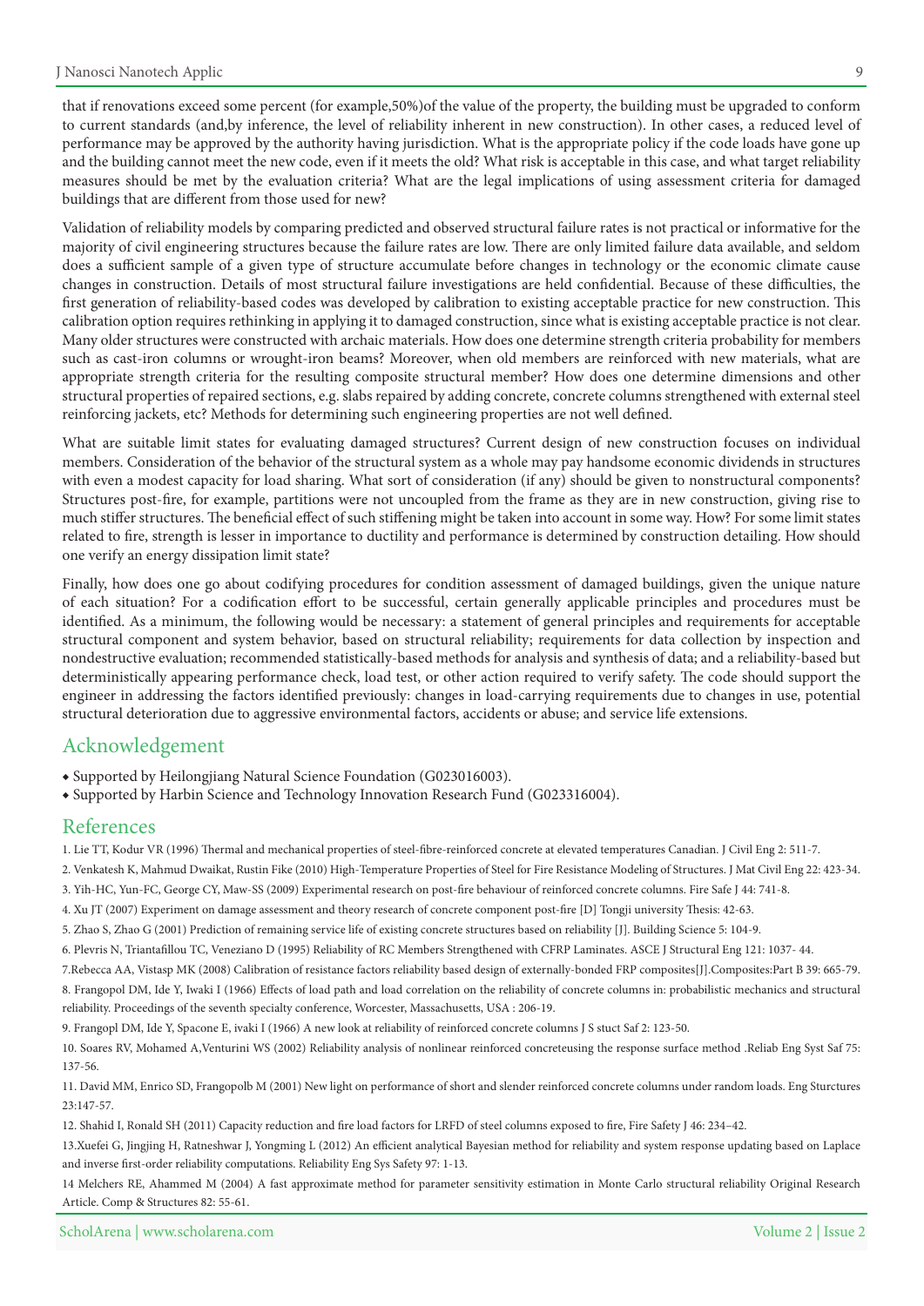that if renovations exceed some percent (for example,50%)of the value of the property, the building must be upgraded to conform to current standards (and,by inference, the level of reliability inherent in new construction). In other cases, a reduced level of performance may be approved by the authority having jurisdiction. What is the appropriate policy if the code loads have gone up and the building cannot meet the new code, even if it meets the old? What risk is acceptable in this case, and what target reliability measures should be met by the evaluation criteria? What are the legal implications of using assessment criteria for damaged buildings that are different from those used for new?

Validation of reliability models by comparing predicted and observed structural failure rates is not practical or informative for the majority of civil engineering structures because the failure rates are low. There are only limited failure data available, and seldom does a sufficient sample of a given type of structure accumulate before changes in technology or the economic climate cause changes in construction. Details of most structural failure investigations are held confidential. Because of these difficulties, the first generation of reliability-based codes was developed by calibration to existing acceptable practice for new construction. This calibration option requires rethinking in applying it to damaged construction, since what is existing acceptable practice is not clear. Many older structures were constructed with archaic materials. How does one determine strength criteria probability for members such as cast-iron columns or wrought-iron beams? Moreover, when old members are reinforced with new materials, what are appropriate strength criteria for the resulting composite structural member? How does one determine dimensions and other structural properties of repaired sections, e.g. slabs repaired by adding concrete, concrete columns strengthened with external steel reinforcing jackets, etc? Methods for determining such engineering properties are not well defined.

What are suitable limit states for evaluating damaged structures? Current design of new construction focuses on individual members. Consideration of the behavior of the structural system as a whole may pay handsome economic dividends in structures with even a modest capacity for load sharing. What sort of consideration (if any) should be given to nonstructural components? Structures post-fire, for example, partitions were not uncoupled from the frame as they are in new construction, giving rise to much stiffer structures. The beneficial effect of such stiffening might be taken into account in some way. How? For some limit states related to fire, strength is lesser in importance to ductility and performance is determined by construction detailing. How should one verify an energy dissipation limit state?

Finally, how does one go about codifying procedures for condition assessment of damaged buildings, given the unique nature of each situation? For a codification effort to be successful, certain generally applicable principles and procedures must be identified. As a minimum, the following would be necessary: a statement of general principles and requirements for acceptable structural component and system behavior, based on structural reliability; requirements for data collection by inspection and nondestructive evaluation; recommended statistically-based methods for analysis and synthesis of data; and a reliability-based but deterministically appearing performance check, load test, or other action required to verify safety. The code should support the engineer in addressing the factors identified previously: changes in load-carrying requirements due to changes in use, potential structural deterioration due to aggressive environmental factors, accidents or abuse; and service life extensions.

## Acknowledgement

- Supported by Heilongjiang Natural Science Foundation (G023016003).
- Supported by Harbin Science and Technology Innovation Research Fund (G023316004).

## References

1. Lie TT, Kodur VR (1996) Thermal and mechanical properties of steel-fibre-reinforced concrete at elevated temperatures Canadian. J Civil Eng 2: 511-7.
2. Venkatesh K, Mahmud Dwaikat, Rustin Fike (2010) High-Temperature Properties of Steel for Fire Resistance Modeling of Structures. J Mat Civil Eng 22: 423-34.
3. Yih-HC, Yun-FC, George CY, Maw-SS (2009) Experimental research on post-fire behaviour of reinforced concrete columns. Fire Safe J 44: 741-8.
4. Xu JT (2007) Experiment on damage assessment and theory research of concrete component post-fire [D] Tongji university Thesis: 42-63.
5. Zhao S, Zhao G (2001) Prediction of remaining service life of existing concrete structures based on reliability [J]. Building Science 5: 104-9.
6. Plevris N, Triantafillou TC, Veneziano D (1995) Reliability of RC Members Strengthened with CFRP Laminates. ASCE J Structural Eng 121: 1037- 44.
7. Rebecca AA, Vistasp MK (2008) Calibration of resistance factors reliability based design of externally-bonded FRP composites[J].Composites:Part B 39: 665-79.
8. Frangopol DM, Ide Y, Iwaki I (1966) Effects of load path and load correlation on the reliability of concrete columns in: probabilistic mechanics and structural reliability. Proceedings of the seventh specialty conference, Worcester, Massachusetts, USA : 206-19.
9. Frangopl DM, Ide Y, Spacone E, ivaki I (1966) A new look at reliability of reinforced concrete columns J S stuct Saf 2: 123-50.
10. Soares RV, Mohamed A,Venturini WS (2002) Reliability analysis of nonlinear reinforced concreteusing the response surface method .Reliab Eng Syst Saf 75: 137-56.
11. David MM, Enrico SD, Frangopolb M (2001) New light on performance of short and slender reinforced concrete columns under random loads. Eng Sturctures 23:147-57.
12. Shahid I, Ronald SH (2011) Capacity reduction and fire load factors for LRFD of steel columns exposed to fire, Fire Safety J 46: 234–42.
13. Xuefei G, Jingjing H, Ratneshwar J, Yongming L (2012) An efficient analytical Bayesian method for reliability and system response updating based on Laplace and inverse first-order reliability computations. Reliability Eng Sys Safety 97: 1-13.
14. Melchers RE, Ahammed M (2004) A fast approximate method for parameter sensitivity estimation in Monte Carlo structural reliability Original Research Article. Comp & Structures 82: 55-61.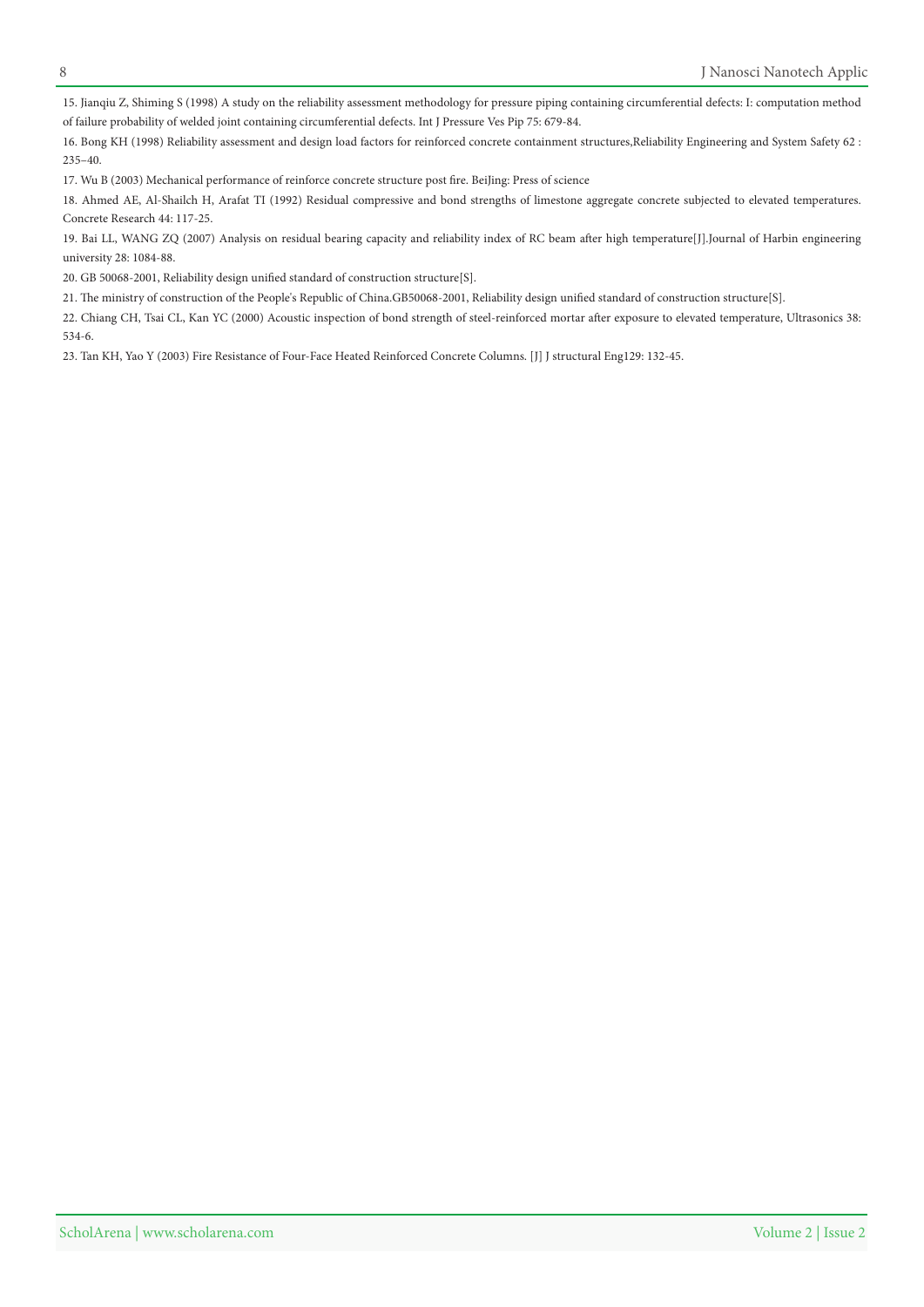15. Jianqiu Z, Shiming S (1998) A study on the reliability assessment methodology for pressure piping containing circumferential defects: I: computation method of failure probability of welded joint containing circumferential defects. Int J Pressure Ves Pip 75: 679-84.

16. Bong KH (1998) Reliability assessment and design load factors for reinforced concrete containment structures,Reliability Engineering and System Safety 62 : 235–40.

17. Wu B (2003) Mechanical performance of reinforce concrete structure post fire. BeiJing: Press of science

18. Ahmed AE, Al-Shailch H, Arafat TI (1992) Residual compressive and bond strengths of limestone aggregate concrete subjected to elevated temperatures. Concrete Research 44: 117-25.

19. Bai LL, WANG ZQ (2007) Analysis on residual bearing capacity and reliability index of RC beam after high temperature[J].Journal of Harbin engineering university 28: 1084-88.

20. GB 50068-2001, Reliability design unified standard of construction structure[S].

21. The ministry of construction of the People's Republic of China.GB50068-2001, Reliability design unified standard of construction structure[S].

22. Chiang CH, Tsai CL, Kan YC (2000) Acoustic inspection of bond strength of steel-reinforced mortar after exposure to elevated temperature, Ultrasonics 38: 534-6.

23. Tan KH, Yao Y (2003) Fire Resistance of Four-Face Heated Reinforced Concrete Columns. [J] J structural Eng129: 132-45.